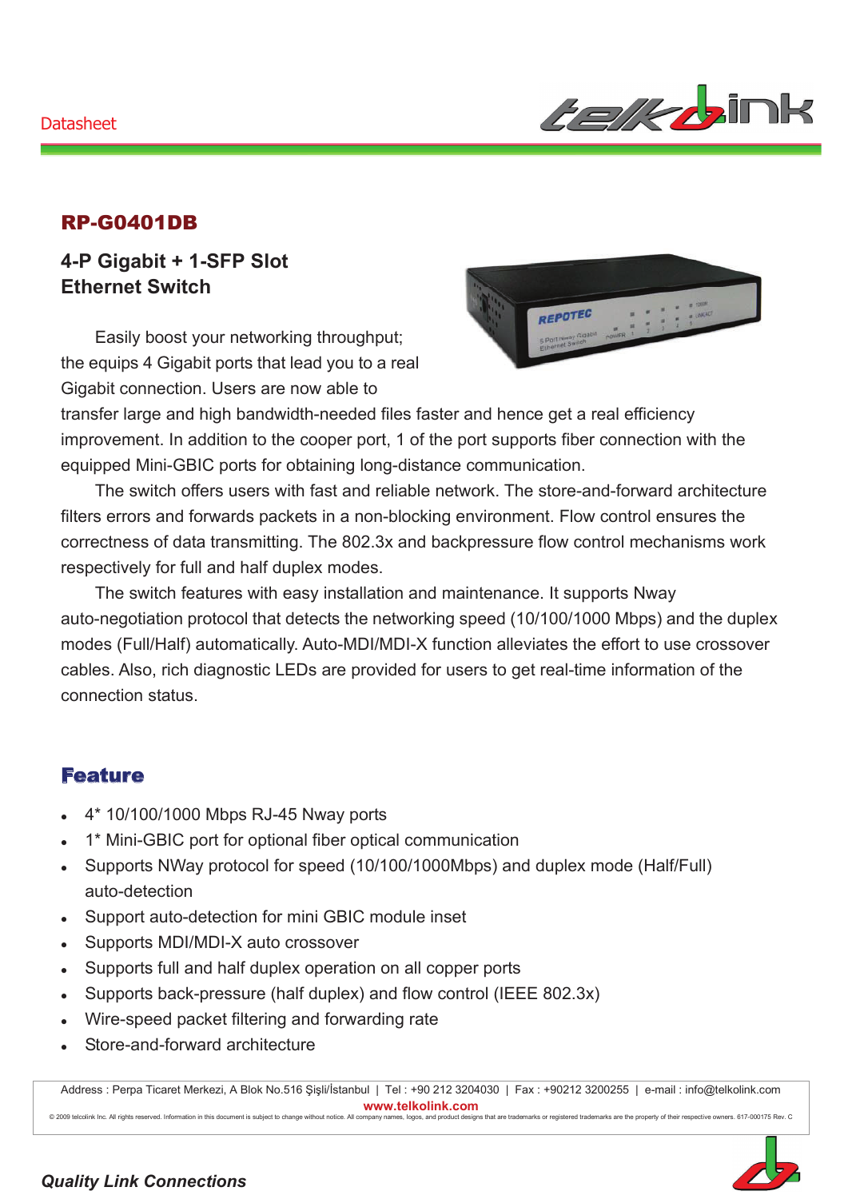Datasheet

# RP-G0401DB

## 4-P Gigabit + 1-SFP Slot Ethernet Switch

Easily boost your networking throughput; the equips 4 Gigabit ports that lead you to a real Gigabit connection. Users are now able to transfer large and high bandwidth-needed files faster and hence get a real efficiency improvement. In addition to the cooper port, 1 of the port supports fiber connection with the equipped Mini-GBIC ports for obtaining long-distance communication.

The switch offers users with fast and reliable network. The store-and-forward architecture filters errors and forwards packets in a non-blocking environment. Flow control ensures the correctness of data transmitting. The 802.3x and backpressure flow control mechanisms work respectively for full and half duplex modes.

The switch features with easy installation and maintenance. It supports Nway auto-negotiation protocol that detects the networking speed (10/100/1000 Mbps) and the duplex modes (Full/Half) automatically. Auto-MDI/MDI-X function alleviates the effort to use crossover cables. Also, rich diagnostic LEDs are provided for users to get real-time information of the connection status.

## Feature

- 4* 10/100/1000 Mbps RJ-45 Nway ports
- 1* Mini-GBIC port for optional fiber optical communication
- Supports NWay protocol for speed (10/100/1000Mbps) and duplex mode (Half/Full) auto-detection
- Support auto-detection for mini GBIC module inset
- Supports MDI/MDI-X auto crossover
- Supports full and half duplex operation on all copper ports
- Supports back-pressure (half duplex) and flow control (IEEE 802.3x)
- Wire-speed packet filtering and forwarding rate
- Store-and-forward architecture

Address : Perpa Ticaret Merkezi, A Blok No.516 Şişli/İstanbul | Tel : +90 212 3204030 | Fax : +90212 3200255 | e-mail : info@telkolink.com
www.telkolink.com
© 2009 telcolink Inc. All rights reserved. Information in this document is subject to change without notice. All company names, logos, and product designs that are trademarks or registered trademarks are the property of their respective owners. 617-000175 Rev. C

*Quality Link Connections*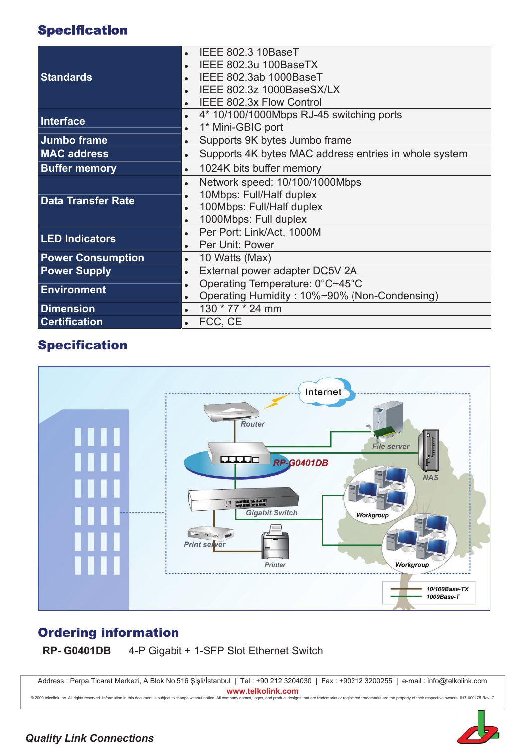## Specification

| | |
|---|---|
| **Standards** | • IEEE 802.3 10BaseT<br>• IEEE 802.3u 100BaseTX<br>• IEEE 802.3ab 1000BaseT<br>• IEEE 802.3z 1000BaseSX/LX<br>• IEEE 802.3x Flow Control |
| **Interface** | • 4* 10/100/1000Mbps RJ-45 switching ports<br>• 1* Mini-GBIC port |
| **Jumbo frame** | • Supports 9K bytes Jumbo frame |
| **MAC address** | • Supports 4K bytes MAC address entries in whole system |
| **Buffer memory** | • 1024K bits buffer memory |
| **Data Transfer Rate** | • Network speed: 10/100/1000Mbps<br>• 10Mbps: Full/Half duplex<br>• 100Mbps: Full/Half duplex<br>• 1000Mbps: Full duplex |
| **LED Indicators** | • Per Port: Link/Act, 1000M<br>• Per Unit: Power |
| **Power Consumption** | • 10 Watts (Max) |
| **Power Supply** | • External power adapter DC5V 2A |
| **Environment** | • Operating Temperature: 0°C~45°C<br>• Operating Humidity : 10%~90% (Non-Condensing) |
| **Dimension** | • 130 * 77 * 24 mm |
| **Certification** | • FCC, CE |

## Specification

Internet
Router
File server
RP-G0401DB
NAS
Gigabit Switch
Workgroup
Print server
Printer
Workgroup
10/100Base-TX
1000Base-T

## Ordering information

**RP- G0401DB** 4-P Gigabit + 1-SFP Slot Ethernet Switch

Address : Perpa Ticaret Merkezi, A Blok No.516 Şişli/İstanbul | Tel : +90 212 3204030 | Fax : +90212 3200255 | e-mail : info@telkolink.com

**www.telkolink.com**

© 2009 telcolink Inc. All rights reserved. Information in this document is subject to change without notice. All company names, logos, and product designs that are trademarks or registered trademarks are the property of their respective owners. 617-000175 Rev. C

*Quality Link Connections*